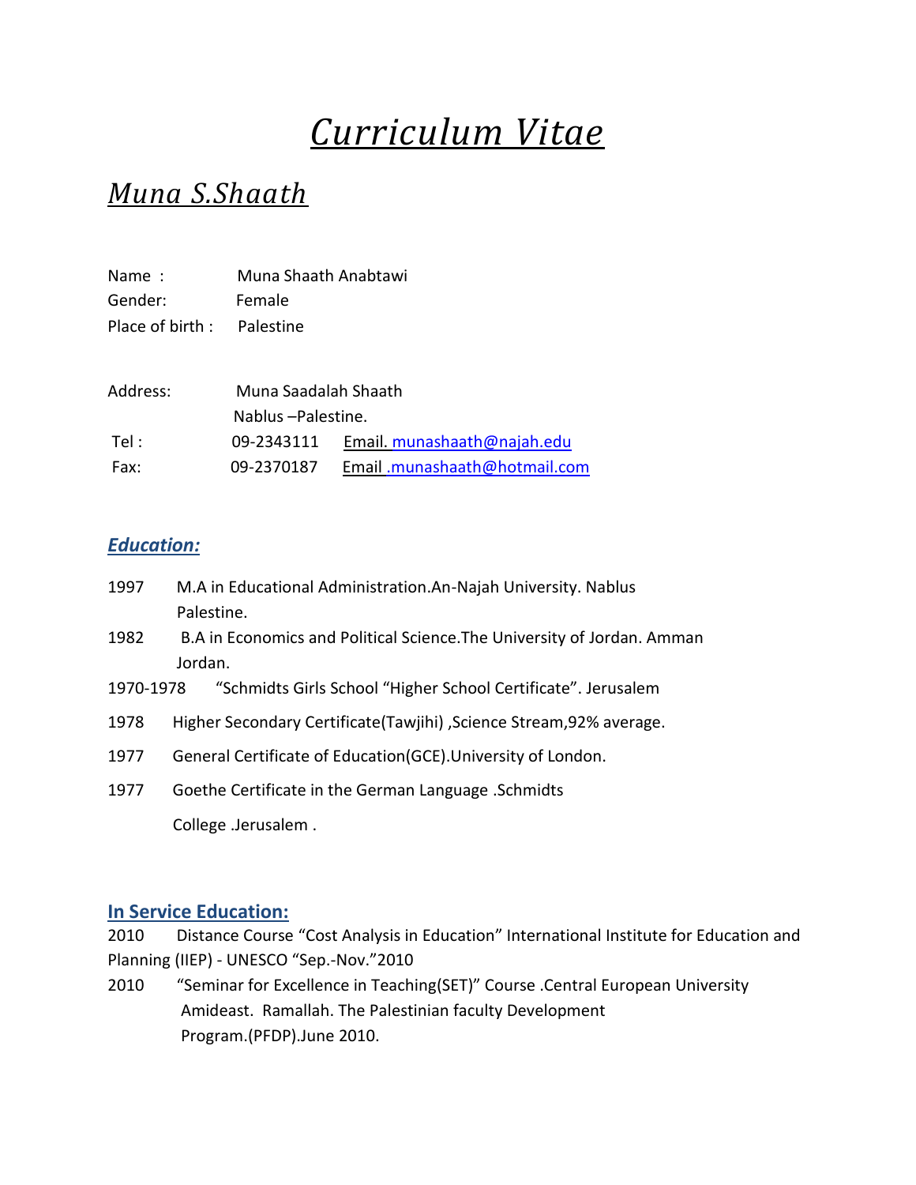# *Curriculum Vitae*

## *Muna S.Shaath*

Name : Muna Shaath Anabtawi
Gender: Female
Place of birth : Palestine

Address: Muna Saadalah Shaath
Nablus –Palestine.
Tel : 09-2343111 Email. munashaath@najah.edu
Fax: 09-2370187 Email .munashaath@hotmail.com

### *Education:*

1997 M.A in Educational Administration.An-Najah University. Nablus Palestine.

1982 B.A in Economics and Political Science.The University of Jordan. Amman Jordan.

1970-1978 "Schmidts Girls School "Higher School Certificate". Jerusalem

1978 Higher Secondary Certificate(Tawjihi) ,Science Stream,92% average.

1977 General Certificate of Education(GCE).University of London.

1977 Goethe Certificate in the German Language .Schmidts College .Jerusalem .

### In Service Education:

2010 Distance Course "Cost Analysis in Education" International Institute for Education and Planning (IIEP) - UNESCO "Sep.-Nov."2010

2010 "Seminar for Excellence in Teaching(SET)" Course .Central European University Amideast. Ramallah. The Palestinian faculty Development Program.(PFDP).June 2010.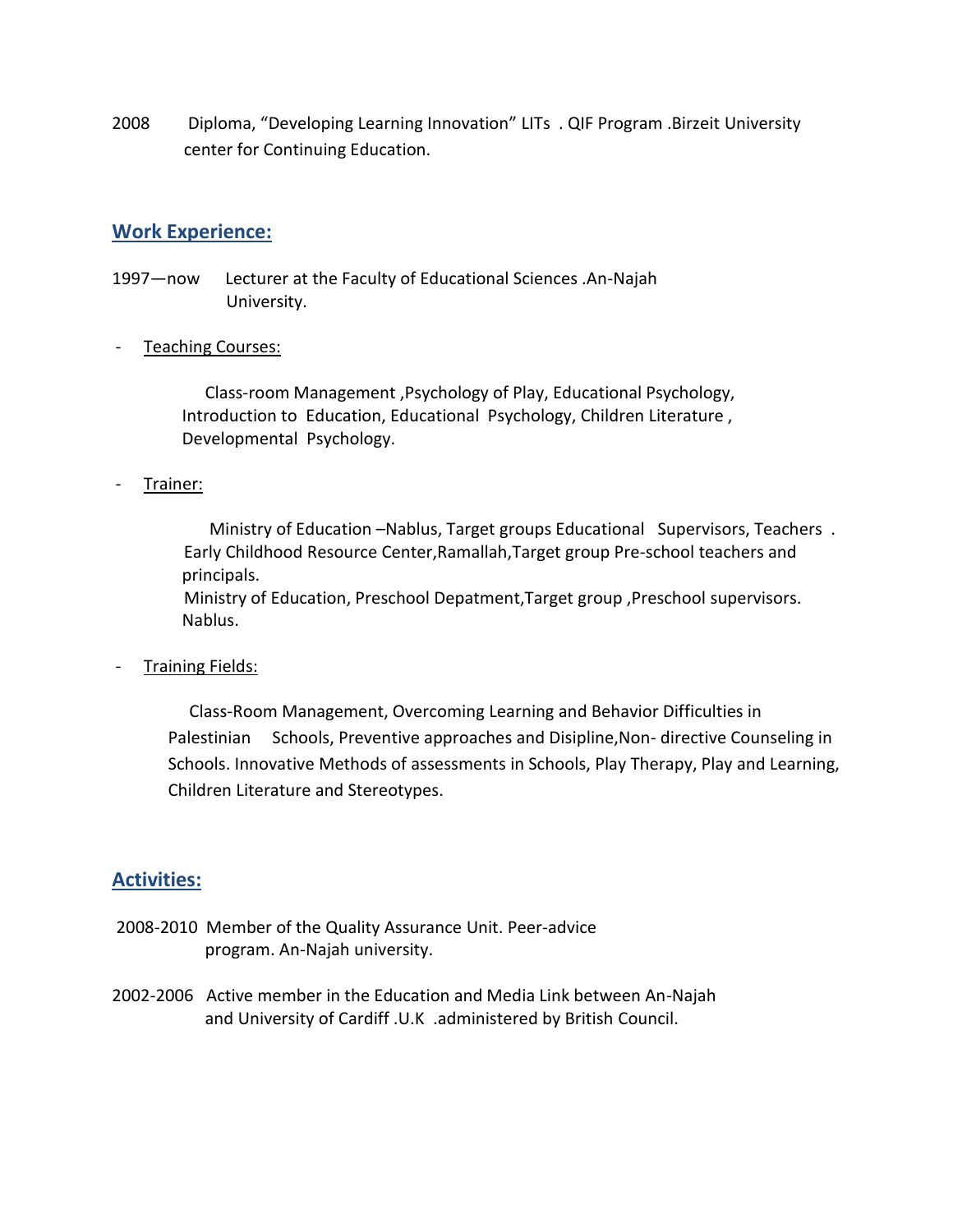2008 Diploma, "Developing Learning Innovation" LITs . QIF Program .Birzeit University center for Continuing Education.

## Work Experience:

1997—now Lecturer at the Faculty of Educational Sciences .An-Najah University.

- Teaching Courses:

  Class-room Management ,Psychology of Play, Educational Psychology, Introduction to Education, Educational Psychology, Children Literature , Developmental Psychology.

- Trainer:

  Ministry of Education –Nablus, Target groups Educational Supervisors, Teachers .
  Early Childhood Resource Center,Ramallah,Target group Pre-school teachers and principals.
  Ministry of Education, Preschool Depatment,Target group ,Preschool supervisors. Nablus.

- Training Fields:

  Class-Room Management, Overcoming Learning and Behavior Difficulties in Palestinian Schools, Preventive approaches and Disipline,Non- directive Counseling in Schools. Innovative Methods of assessments in Schools, Play Therapy, Play and Learning, Children Literature and Stereotypes.

## Activities:

2008-2010 Member of the Quality Assurance Unit. Peer-advice program. An-Najah university.

2002-2006 Active member in the Education and Media Link between An-Najah and University of Cardiff .U.K .administered by British Council.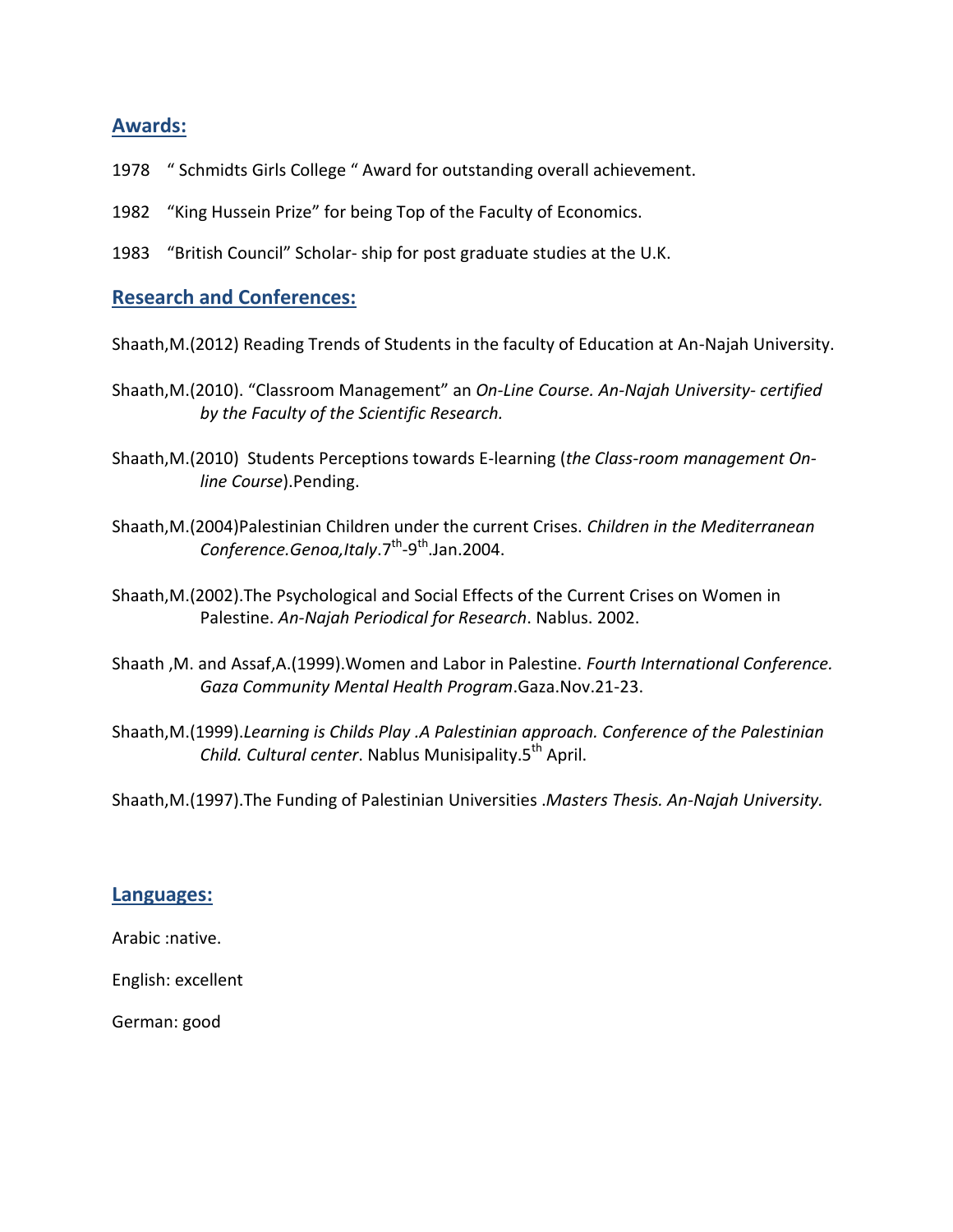## Awards:

1978 " Schmidts Girls College " Award for outstanding overall achievement.

1982 "King Hussein Prize" for being Top of the Faculty of Economics.

1983 "British Council" Scholar- ship for post graduate studies at the U.K.

## Research and Conferences:

Shaath,M.(2012) Reading Trends of Students in the faculty of Education at An-Najah University.

Shaath,M.(2010). "Classroom Management" an *On-Line Course. An-Najah University- certified by the Faculty of the Scientific Research.*

Shaath,M.(2010) Students Perceptions towards E-learning (*the Class-room management On-line Course*).Pending.

Shaath,M.(2004)Palestinian Children under the current Crises. *Children in the Mediterranean Conference.Genoa,Italy*.7th-9th.Jan.2004.

Shaath,M.(2002).The Psychological and Social Effects of the Current Crises on Women in Palestine. *An-Najah Periodical for Research*. Nablus. 2002.

Shaath ,M. and Assaf,A.(1999).Women and Labor in Palestine. *Fourth International Conference. Gaza Community Mental Health Program*.Gaza.Nov.21-23.

Shaath,M.(1999).*Learning is Childs Play .A Palestinian approach. Conference of the Palestinian Child. Cultural center*. Nablus Munisipality.5th April.

Shaath,M.(1997).The Funding of Palestinian Universities .*Masters Thesis. An-Najah University.*

## Languages:

Arabic :native.

English: excellent

German: good